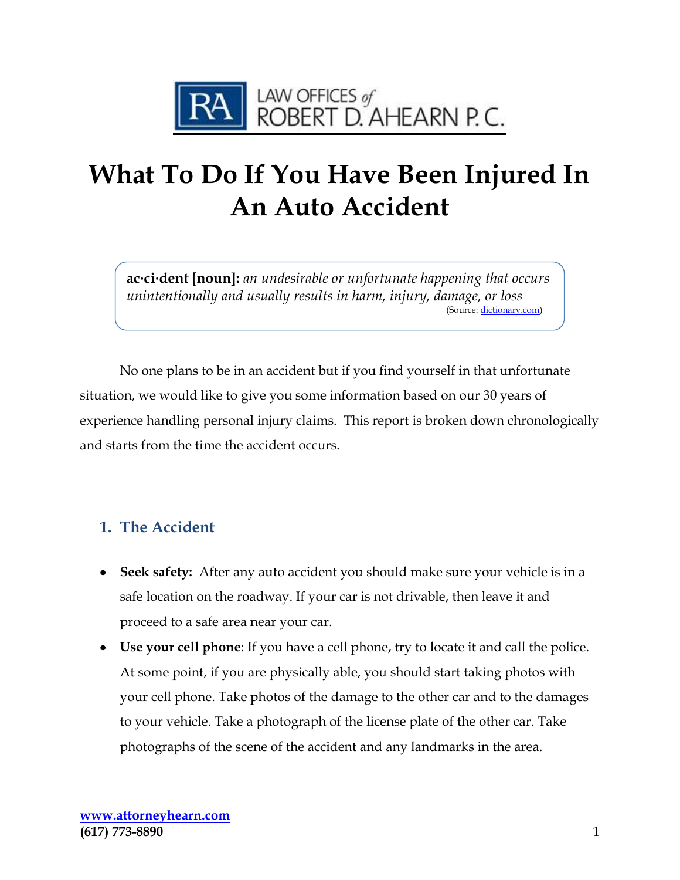LAW OFFICES of ROBERT D. AHEARN P. C.

# What To Do If You Have Been Injured In An Auto Accident

> **ac·ci·dent [noun]:** *an undesirable or unfortunate happening that occurs unintentionally and usually results in harm, injury, damage, or loss*
> (Source: [dictionary.com](dictionary.com))

No one plans to be in an accident but if you find yourself in that unfortunate situation, we would like to give you some information based on our 30 years of experience handling personal injury claims. This report is broken down chronologically and starts from the time the accident occurs.

## 1. The Accident

- **Seek safety:** After any auto accident you should make sure your vehicle is in a safe location on the roadway. If your car is not drivable, then leave it and proceed to a safe area near your car.
- **Use your cell phone**: If you have a cell phone, try to locate it and call the police. At some point, if you are physically able, you should start taking photos with your cell phone. Take photos of the damage to the other car and to the damages to your vehicle. Take a photograph of the license plate of the other car. Take photographs of the scene of the accident and any landmarks in the area.

**[www.attorneyhearn.com](www.attorneyhearn.com)**
**(617) 773-8890**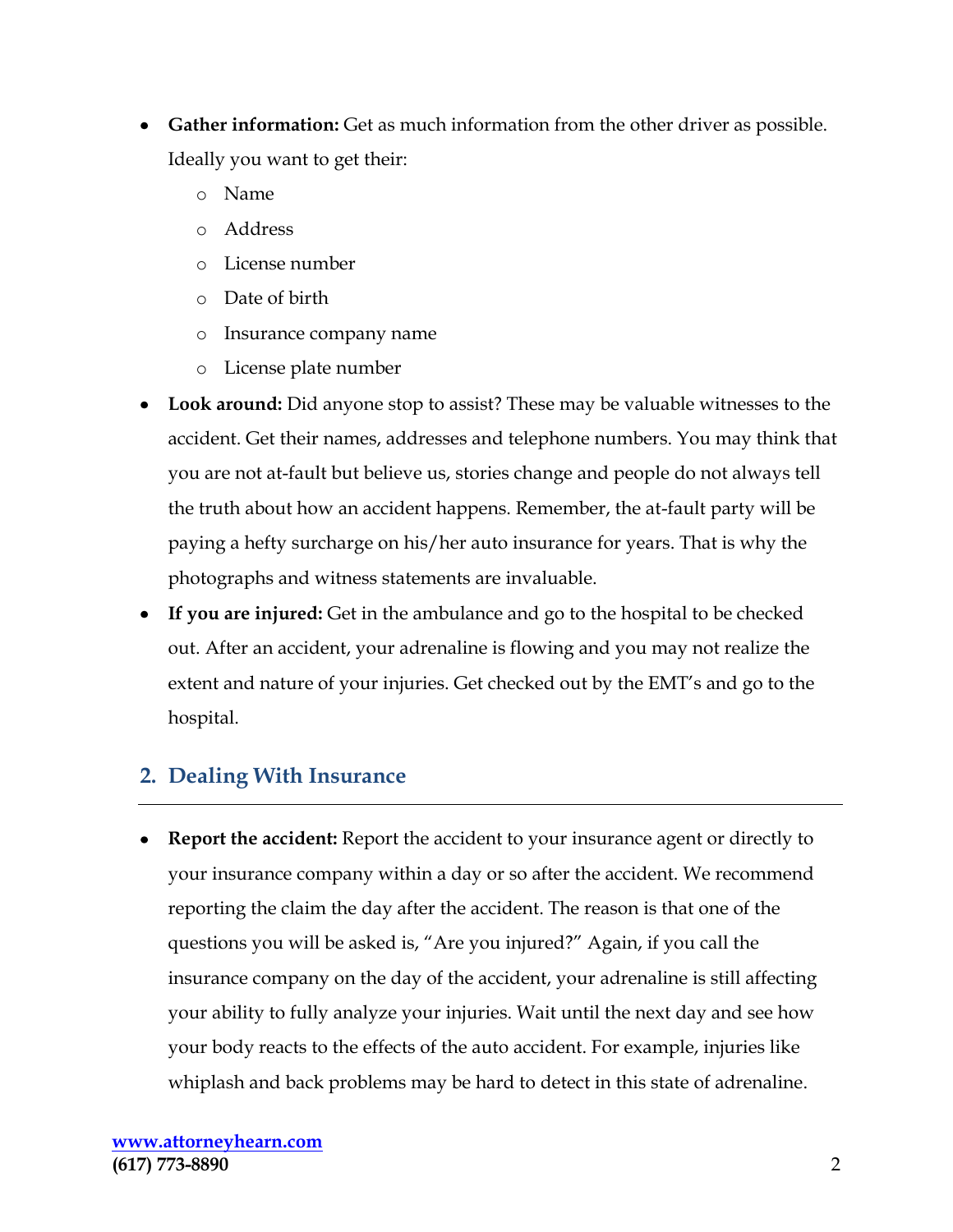- **Gather information:** Get as much information from the other driver as possible. Ideally you want to get their:
  - Name
  - Address
  - License number
  - Date of birth
  - Insurance company name
  - License plate number
- **Look around:** Did anyone stop to assist? These may be valuable witnesses to the accident. Get their names, addresses and telephone numbers. You may think that you are not at-fault but believe us, stories change and people do not always tell the truth about how an accident happens. Remember, the at-fault party will be paying a hefty surcharge on his/her auto insurance for years. That is why the photographs and witness statements are invaluable.
- **If you are injured:** Get in the ambulance and go to the hospital to be checked out. After an accident, your adrenaline is flowing and you may not realize the extent and nature of your injuries. Get checked out by the EMT's and go to the hospital.

## 2. Dealing With Insurance

- **Report the accident:** Report the accident to your insurance agent or directly to your insurance company within a day or so after the accident. We recommend reporting the claim the day after the accident. The reason is that one of the questions you will be asked is, "Are you injured?" Again, if you call the insurance company on the day of the accident, your adrenaline is still affecting your ability to fully analyze your injuries. Wait until the next day and see how your body reacts to the effects of the auto accident. For example, injuries like whiplash and back problems may be hard to detect in this state of adrenaline.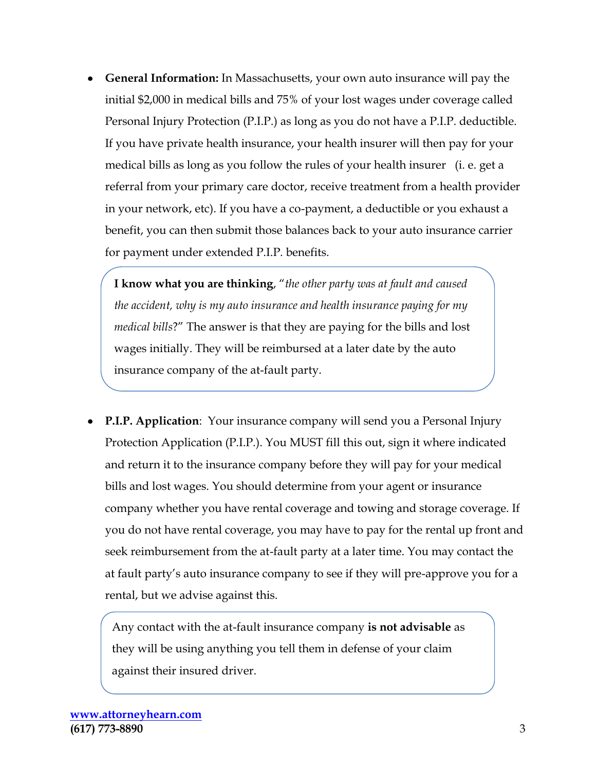- **General Information:** In Massachusetts, your own auto insurance will pay the initial $2,000 in medical bills and 75% of your lost wages under coverage called Personal Injury Protection (P.I.P.) as long as you do not have a P.I.P. deductible. If you have private health insurance, your health insurer will then pay for your medical bills as long as you follow the rules of your health insurer (i. e. get a referral from your primary care doctor, receive treatment from a health provider in your network, etc). If you have a co-payment, a deductible or you exhaust a benefit, you can then submit those balances back to your auto insurance carrier for payment under extended P.I.P. benefits.

> **I know what you are thinking**, "*the other party was at fault and caused the accident, why is my auto insurance and health insurance paying for my medical bills*?" The answer is that they are paying for the bills and lost wages initially. They will be reimbursed at a later date by the auto insurance company of the at-fault party.

- **P.I.P. Application**: Your insurance company will send you a Personal Injury Protection Application (P.I.P.). You MUST fill this out, sign it where indicated and return it to the insurance company before they will pay for your medical bills and lost wages. You should determine from your agent or insurance company whether you have rental coverage and towing and storage coverage. If you do not have rental coverage, you may have to pay for the rental up front and seek reimbursement from the at-fault party at a later time. You may contact the at fault party's auto insurance company to see if they will pre-approve you for a rental, but we advise against this.

> Any contact with the at-fault insurance company **is not advisable** as they will be using anything you tell them in defense of your claim against their insured driver.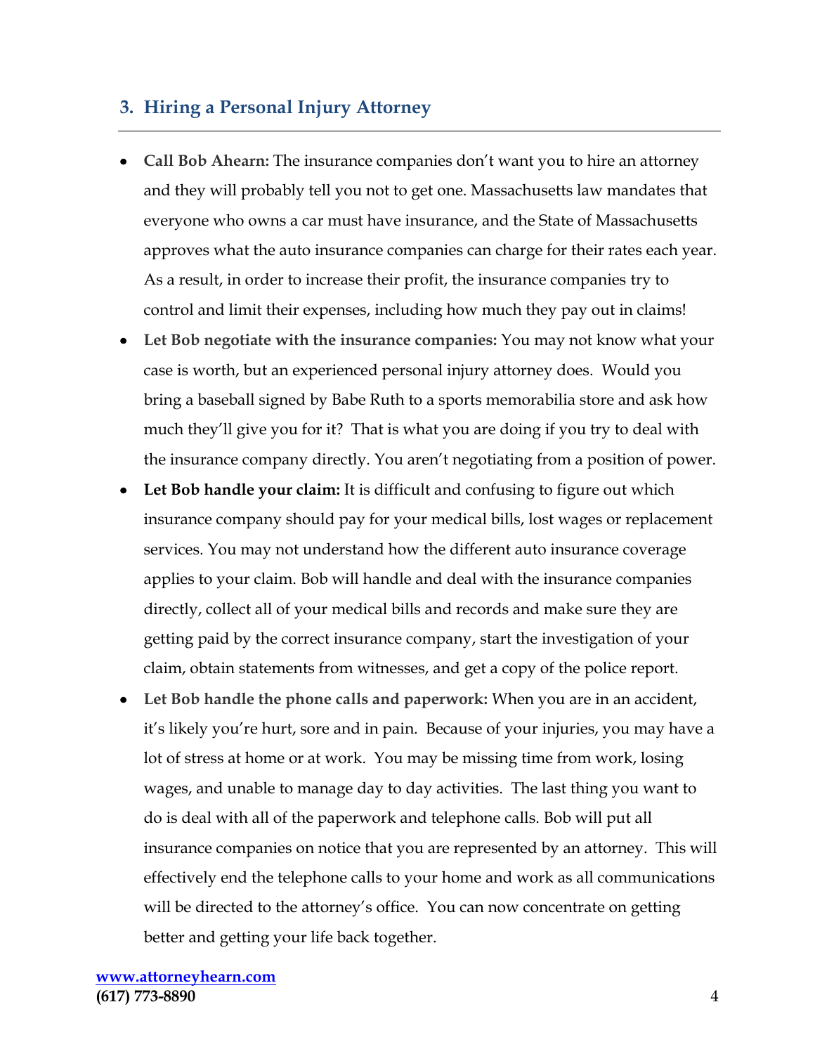## 3. Hiring a Personal Injury Attorney

- **Call Bob Ahearn:** The insurance companies don't want you to hire an attorney and they will probably tell you not to get one. Massachusetts law mandates that everyone who owns a car must have insurance, and the State of Massachusetts approves what the auto insurance companies can charge for their rates each year. As a result, in order to increase their profit, the insurance companies try to control and limit their expenses, including how much they pay out in claims!
- **Let Bob negotiate with the insurance companies:** You may not know what your case is worth, but an experienced personal injury attorney does. Would you bring a baseball signed by Babe Ruth to a sports memorabilia store and ask how much they'll give you for it? That is what you are doing if you try to deal with the insurance company directly. You aren't negotiating from a position of power.
- **Let Bob handle your claim:** It is difficult and confusing to figure out which insurance company should pay for your medical bills, lost wages or replacement services. You may not understand how the different auto insurance coverage applies to your claim. Bob will handle and deal with the insurance companies directly, collect all of your medical bills and records and make sure they are getting paid by the correct insurance company, start the investigation of your claim, obtain statements from witnesses, and get a copy of the police report.
- **Let Bob handle the phone calls and paperwork:** When you are in an accident, it's likely you're hurt, sore and in pain. Because of your injuries, you may have a lot of stress at home or at work. You may be missing time from work, losing wages, and unable to manage day to day activities. The last thing you want to do is deal with all of the paperwork and telephone calls. Bob will put all insurance companies on notice that you are represented by an attorney. This will effectively end the telephone calls to your home and work as all communications will be directed to the attorney's office. You can now concentrate on getting better and getting your life back together.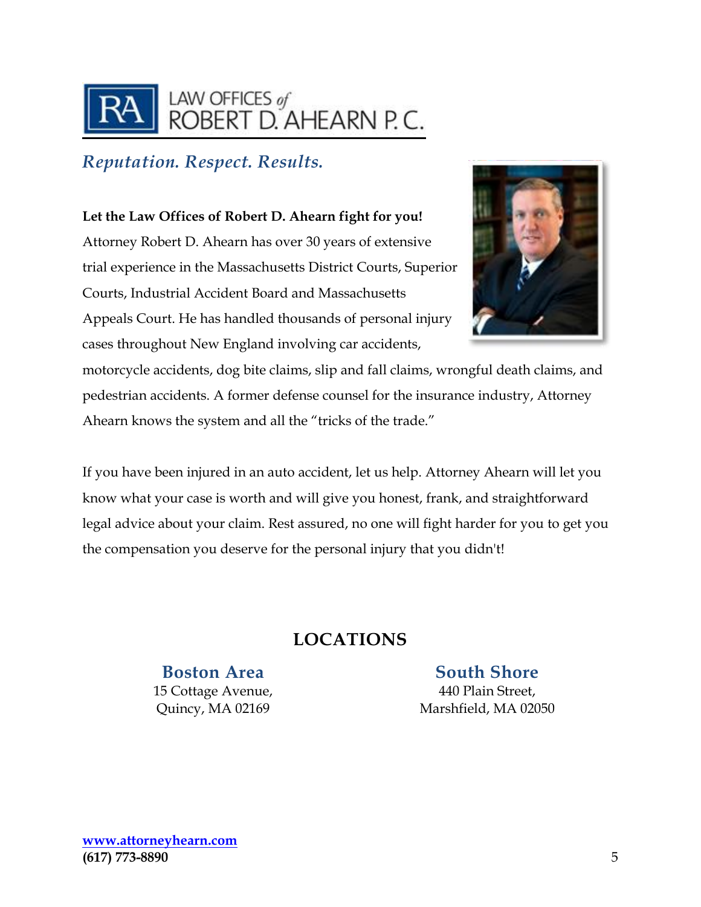# LAW OFFICES of ROBERT D. AHEARN P.C.

*Reputation. Respect. Results.*

**Let the Law Offices of Robert D. Ahearn fight for you!** Attorney Robert D. Ahearn has over 30 years of extensive trial experience in the Massachusetts District Courts, Superior Courts, Industrial Accident Board and Massachusetts Appeals Court. He has handled thousands of personal injury cases throughout New England involving car accidents, motorcycle accidents, dog bite claims, slip and fall claims, wrongful death claims, and pedestrian accidents. A former defense counsel for the insurance industry, Attorney Ahearn knows the system and all the "tricks of the trade."

If you have been injured in an auto accident, let us help. Attorney Ahearn will let you know what your case is worth and will give you honest, frank, and straightforward legal advice about your claim. Rest assured, no one will fight harder for you to get you the compensation you deserve for the personal injury that you didn't!

## LOCATIONS

### Boston Area
15 Cottage Avenue,
Quincy, MA 02169

### South Shore
440 Plain Street,
Marshfield, MA 02050

www.attorneyhearn.com
**(617) 773-8890**